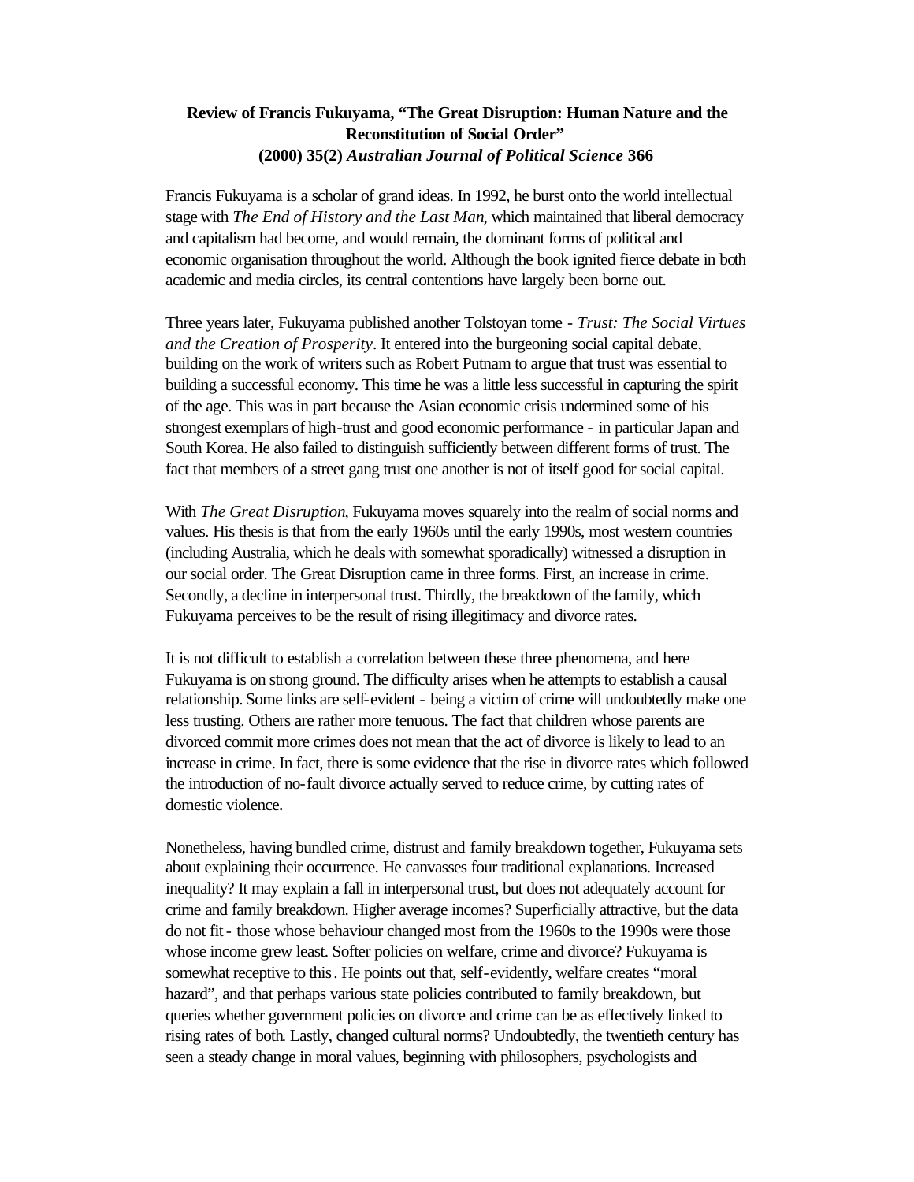**Review of Francis Fukuyama, "The Great Disruption: Human Nature and the Reconstitution of Social Order"**
**(2000) 35(2) *Australian Journal of Political Science* 366**

Francis Fukuyama is a scholar of grand ideas. In 1992, he burst onto the world intellectual stage with *The End of History and the Last Man*, which maintained that liberal democracy and capitalism had become, and would remain, the dominant forms of political and economic organisation throughout the world. Although the book ignited fierce debate in both academic and media circles, its central contentions have largely been borne out.

Three years later, Fukuyama published another Tolstoyan tome - *Trust: The Social Virtues and the Creation of Prosperity*. It entered into the burgeoning social capital debate, building on the work of writers such as Robert Putnam to argue that trust was essential to building a successful economy. This time he was a little less successful in capturing the spirit of the age. This was in part because the Asian economic crisis undermined some of his strongest exemplars of high-trust and good economic performance - in particular Japan and South Korea. He also failed to distinguish sufficiently between different forms of trust. The fact that members of a street gang trust one another is not of itself good for social capital.

With *The Great Disruption*, Fukuyama moves squarely into the realm of social norms and values. His thesis is that from the early 1960s until the early 1990s, most western countries (including Australia, which he deals with somewhat sporadically) witnessed a disruption in our social order. The Great Disruption came in three forms. First, an increase in crime. Secondly, a decline in interpersonal trust. Thirdly, the breakdown of the family, which Fukuyama perceives to be the result of rising illegitimacy and divorce rates.

It is not difficult to establish a correlation between these three phenomena, and here Fukuyama is on strong ground. The difficulty arises when he attempts to establish a causal relationship. Some links are self-evident - being a victim of crime will undoubtedly make one less trusting. Others are rather more tenuous. The fact that children whose parents are divorced commit more crimes does not mean that the act of divorce is likely to lead to an increase in crime. In fact, there is some evidence that the rise in divorce rates which followed the introduction of no-fault divorce actually served to reduce crime, by cutting rates of domestic violence.

Nonetheless, having bundled crime, distrust and family breakdown together, Fukuyama sets about explaining their occurrence. He canvasses four traditional explanations. Increased inequality? It may explain a fall in interpersonal trust, but does not adequately account for crime and family breakdown. Higher average incomes? Superficially attractive, but the data do not fit - those whose behaviour changed most from the 1960s to the 1990s were those whose income grew least. Softer policies on welfare, crime and divorce? Fukuyama is somewhat receptive to this. He points out that, self-evidently, welfare creates "moral hazard", and that perhaps various state policies contributed to family breakdown, but queries whether government policies on divorce and crime can be as effectively linked to rising rates of both. Lastly, changed cultural norms? Undoubtedly, the twentieth century has seen a steady change in moral values, beginning with philosophers, psychologists and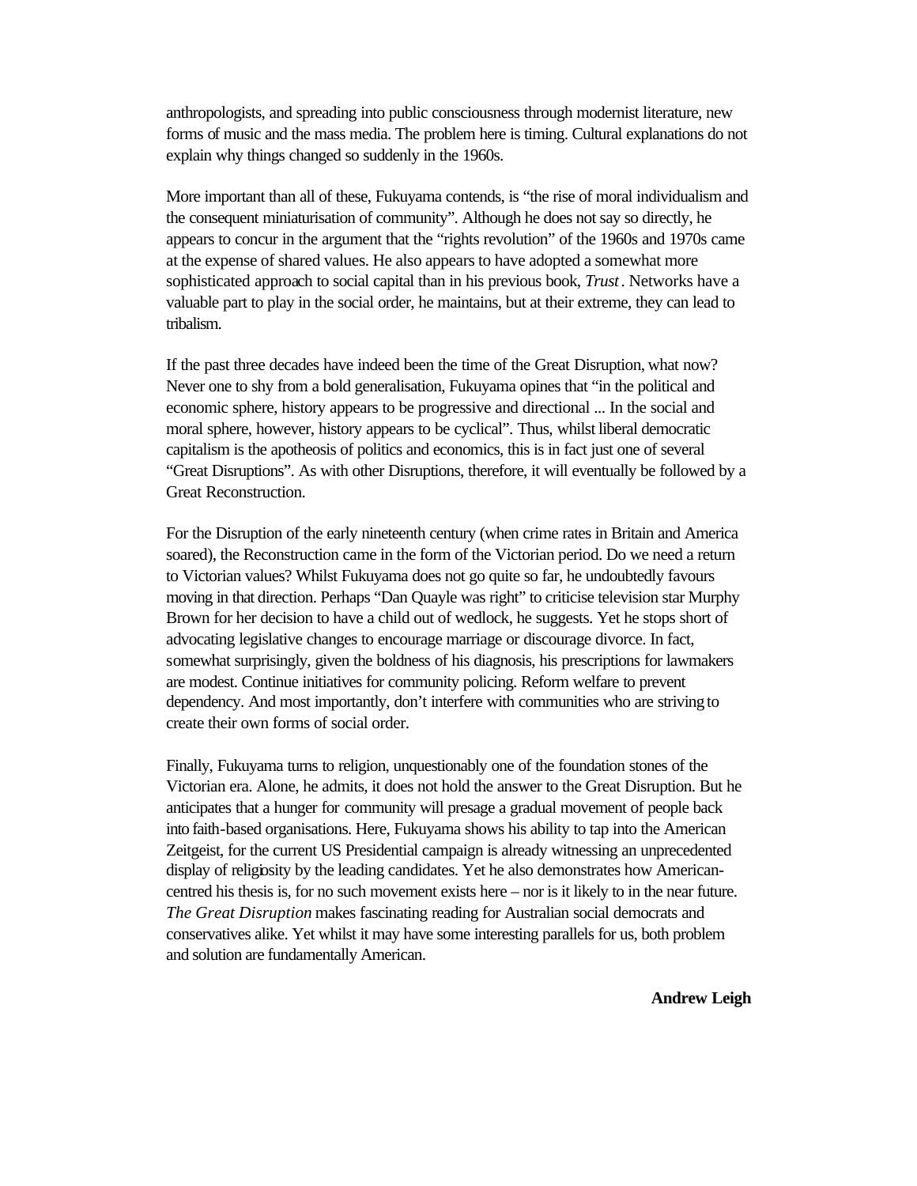anthropologists, and spreading into public consciousness through modernist literature, new forms of music and the mass media. The problem here is timing. Cultural explanations do not explain why things changed so suddenly in the 1960s.

More important than all of these, Fukuyama contends, is "the rise of moral individualism and the consequent miniaturisation of community". Although he does not say so directly, he appears to concur in the argument that the "rights revolution" of the 1960s and 1970s came at the expense of shared values. He also appears to have adopted a somewhat more sophisticated approach to social capital than in his previous book, *Trust*. Networks have a valuable part to play in the social order, he maintains, but at their extreme, they can lead to tribalism.

If the past three decades have indeed been the time of the Great Disruption, what now? Never one to shy from a bold generalisation, Fukuyama opines that "in the political and economic sphere, history appears to be progressive and directional ... In the social and moral sphere, however, history appears to be cyclical". Thus, whilst liberal democratic capitalism is the apotheosis of politics and economics, this is in fact just one of several "Great Disruptions". As with other Disruptions, therefore, it will eventually be followed by a Great Reconstruction.

For the Disruption of the early nineteenth century (when crime rates in Britain and America soared), the Reconstruction came in the form of the Victorian period. Do we need a return to Victorian values? Whilst Fukuyama does not go quite so far, he undoubtedly favours moving in that direction. Perhaps "Dan Quayle was right" to criticise television star Murphy Brown for her decision to have a child out of wedlock, he suggests. Yet he stops short of advocating legislative changes to encourage marriage or discourage divorce. In fact, somewhat surprisingly, given the boldness of his diagnosis, his prescriptions for lawmakers are modest. Continue initiatives for community policing. Reform welfare to prevent dependency. And most importantly, don't interfere with communities who are striving to create their own forms of social order.

Finally, Fukuyama turns to religion, unquestionably one of the foundation stones of the Victorian era. Alone, he admits, it does not hold the answer to the Great Disruption. But he anticipates that a hunger for community will presage a gradual movement of people back into faith-based organisations. Here, Fukuyama shows his ability to tap into the American Zeitgeist, for the current US Presidential campaign is already witnessing an unprecedented display of religiosity by the leading candidates. Yet he also demonstrates how American-centred his thesis is, for no such movement exists here – nor is it likely to in the near future. *The Great Disruption* makes fascinating reading for Australian social democrats and conservatives alike. Yet whilst it may have some interesting parallels for us, both problem and solution are fundamentally American.

**Andrew Leigh**